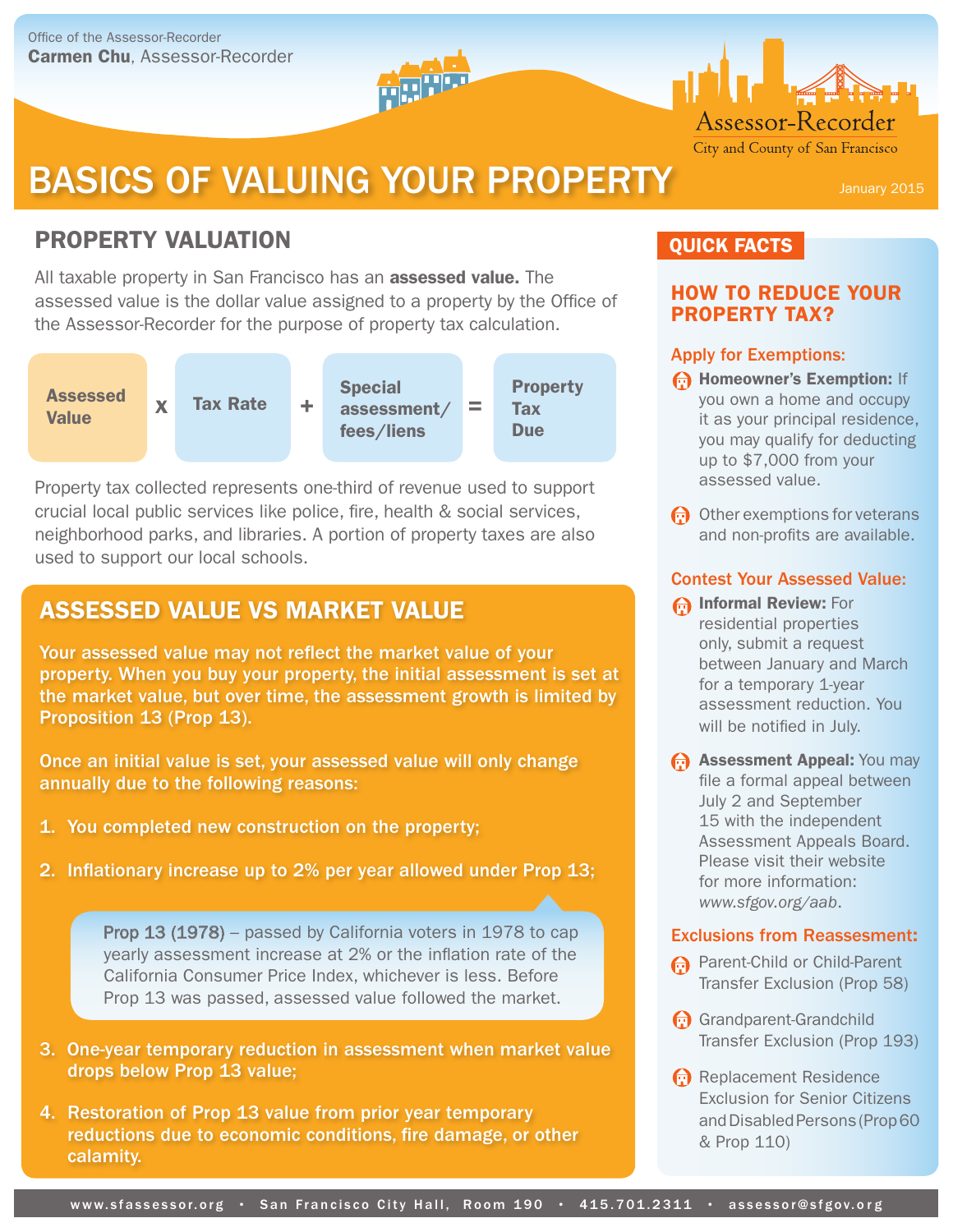Office of the Assessor-Recorder
**Carmen Chu**, Assessor-Recorder

Assessor-Recorder
City and County of San Francisco

# BASICS OF VALUING YOUR PROPERTY

January 2015

## PROPERTY VALUATION

All taxable property in San Francisco has an **assessed value.** The assessed value is the dollar value assigned to a property by the Office of the Assessor-Recorder for the purpose of property tax calculation.

**Assessed Value** x **Tax Rate** + **Special assessment/ fees/liens** = **Property Tax Due**

Property tax collected represents one-third of revenue used to support crucial local public services like police, fire, health & social services, neighborhood parks, and libraries. A portion of property taxes are also used to support our local schools.

## ASSESSED VALUE VS MARKET VALUE

**Your assessed value may not reflect the market value of your property. When you buy your property, the initial assessment is set at the market value, but over time, the assessment growth is limited by Proposition 13 (Prop 13).**

**Once an initial value is set, your assessed value will only change annually due to the following reasons:**

1. **You completed new construction on the property;**
2. **Inflationary increase up to 2% per year allowed under Prop 13;**

   Prop 13 (1978) – passed by California voters in 1978 to cap yearly assessment increase at 2% or the inflation rate of the California Consumer Price Index, whichever is less. Before Prop 13 was passed, assessed value followed the market.

3. **One-year temporary reduction in assessment when market value drops below Prop 13 value;**
4. **Restoration of Prop 13 value from prior year temporary reductions due to economic conditions, fire damage, or other calamity.**

## QUICK FACTS

### HOW TO REDUCE YOUR PROPERTY TAX?

**Apply for Exemptions:**

- **Homeowner's Exemption:** If you own a home and occupy it as your principal residence, you may qualify for deducting up to $7,000 from your assessed value.
- Other exemptions for veterans and non-profits are available.

**Contest Your Assessed Value:**

- **Informal Review:** For residential properties only, submit a request between January and March for a temporary 1-year assessment reduction. You will be notified in July.
- **Assessment Appeal:** You may file a formal appeal between July 2 and September 15 with the independent Assessment Appeals Board. Please visit their website for more information: *www.sfgov.org/aab*.

**Exclusions from Reassessment:**

- Parent-Child or Child-Parent Transfer Exclusion (Prop 58)
- Grandparent-Grandchild Transfer Exclusion (Prop 193)
- Replacement Residence Exclusion for Senior Citizens and Disabled Persons (Prop 60 & Prop 110)

www.sfassessor.org • San Francisco City Hall, Room 190 • 415.701.2311 • assessor@sfgov.org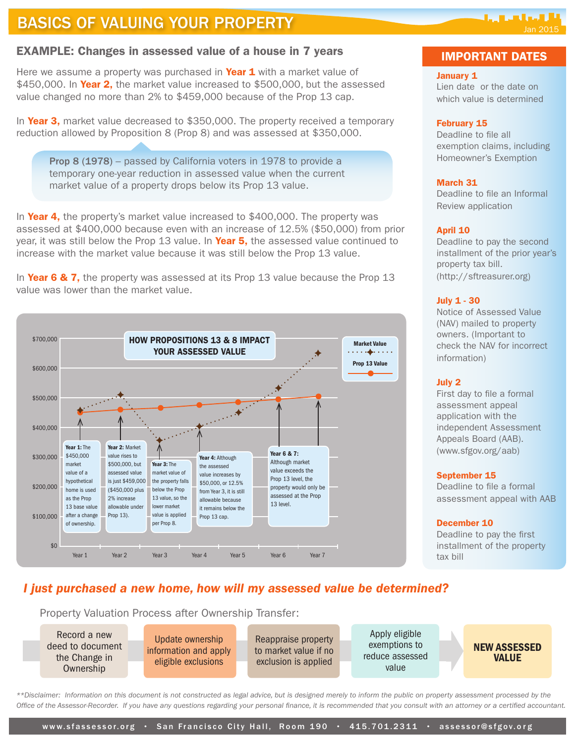# BASICS OF VALUING YOUR PROPERTY

Jan 2015

## EXAMPLE: Changes in assessed value of a house in 7 years

Here we assume a property was purchased in **Year 1** with a market value of $450,000. In **Year 2,** the market value increased to $500,000, but the assessed value changed no more than 2% to $459,000 because of the Prop 13 cap.

In **Year 3,** market value decreased to $350,000. The property received a temporary reduction allowed by Proposition 8 (Prop 8) and was assessed at $350,000.

> **Prop 8 (1978)** – passed by California voters in 1978 to provide a temporary one-year reduction in assessed value when the current market value of a property drops below its Prop 13 value.

In **Year 4,** the property's market value increased to $400,000. The property was assessed at $400,000 because even with an increase of 12.5% ($50,000) from prior year, it was still below the Prop 13 value. In **Year 5,** the assessed value continued to increase with the market value because it was still below the Prop 13 value.

In **Year 6 & 7,** the property was assessed at its Prop 13 value because the Prop 13 value was lower than the market value.

**HOW PROPOSITIONS 13 & 8 IMPACT YOUR ASSESSED VALUE**

Market Value
Prop 13 Value

$700,000
$600,000
$500,000
$400,000
$300,000
$200,000
$100,000
$0

Year 1 Year 2 Year 3 Year 4 Year 5 Year 6 Year 7

**Year 1:** The $450,000 market value of a hypothetical home is used as the Prop 13 base value after a change of ownership.

**Year 2:** Market value rises to $500,000, but assessed value is just $459,000 ($450,000 plus 2% increase allowable under Prop 13).

**Year 3:** The market value of the property falls below the Prop 13 value, so the lower market value is applied per Prop 8.

**Year 4:** Although the assessed value increases by $50,000, or 12.5% from Year 3, it is still allowable because it remains below the Prop 13 cap.

**Year 6 & 7:** Although market value exceeds the Prop 13 level, the property would only be assessed at the Prop 13 level.

## IMPORTANT DATES

**January 1**
Lien date or the date on which value is determined

**February 15**
Deadline to file all exemption claims, including Homeowner's Exemption

**March 31**
Deadline to file an Informal Review application

**April 10**
Deadline to pay the second installment of the prior year's property tax bill. (http://sftreasurer.org)

**July 1 - 30**
Notice of Assessed Value (NAV) mailed to property owners. (Important to check the NAV for incorrect information)

**July 2**
First day to file a formal assessment appeal application with the independent Assessment Appeals Board (AAB). (www.sfgov.org/aab)

**September 15**
Deadline to file a formal assessment appeal with AAB

**December 10**
Deadline to pay the first installment of the property tax bill

## *I just purchased a new home, how will my assessed value be determined?*

Property Valuation Process after Ownership Transfer:

1. Record a new deed to document the Change in Ownership
2. Update ownership information and apply eligible exclusions
3. Reappraise property to market value if no exclusion is applied
4. Apply eligible exemptions to reduce assessed value
5. **NEW ASSESSED VALUE**

*\*\*Disclaimer: Information on this document is not constructed as legal advice, but is designed merely to inform the public on property assessment processed by the Office of the Assessor-Recorder. If you have any questions regarding your personal finance, it is recommended that you consult with an attorney or a certified accountant.*

www.sfassessor.org • San Francisco City Hall, Room 190 • 415.701.2311 • assessor@sfgov.org